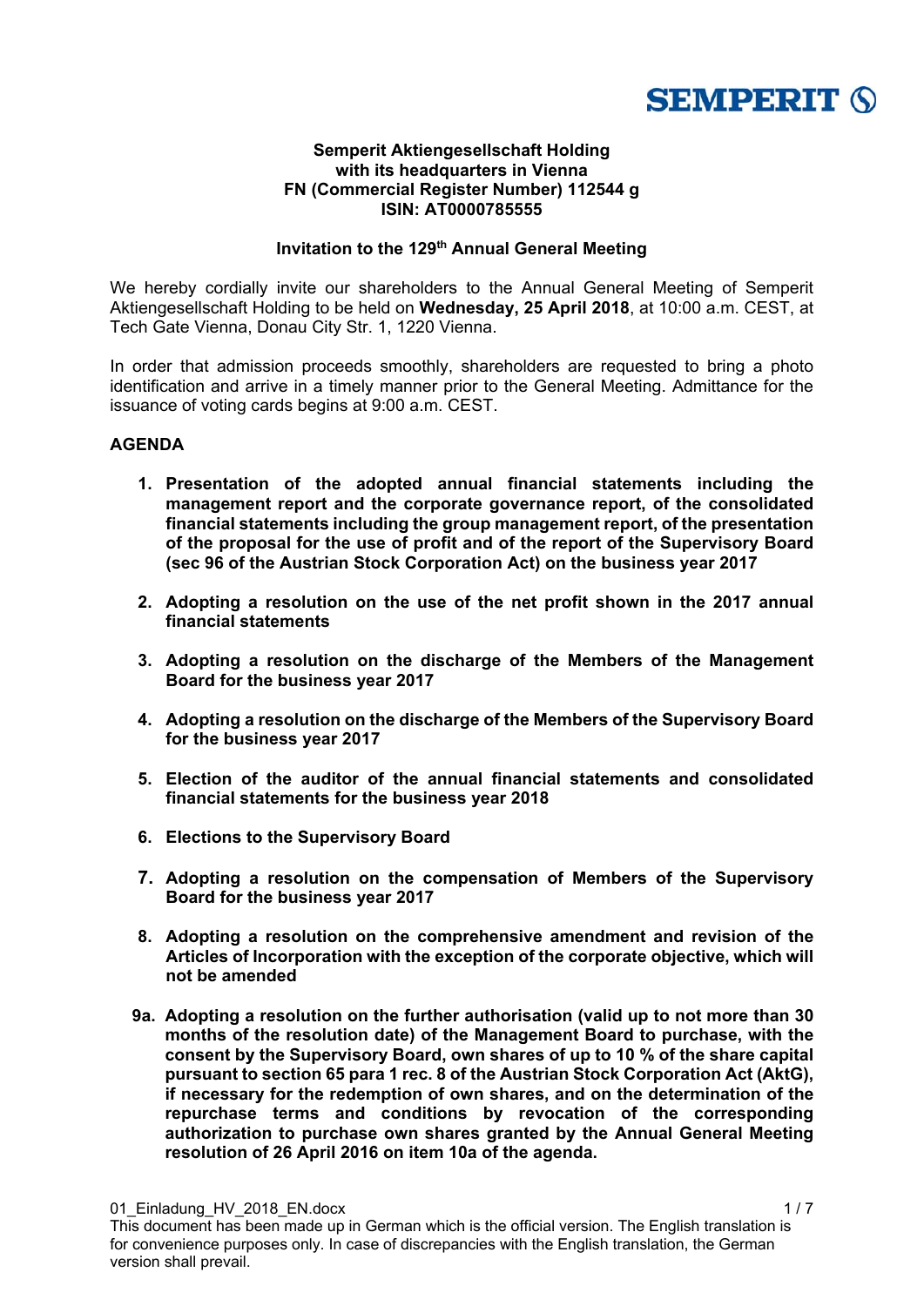**Semperit Aktiengesellschaft Holding**
**with its headquarters in Vienna**
**FN (Commercial Register Number) 112544 g**
**ISIN: AT0000785555**

**Invitation to the 129th Annual General Meeting**

We hereby cordially invite our shareholders to the Annual General Meeting of Semperit Aktiengesellschaft Holding to be held on **Wednesday, 25 April 2018**, at 10:00 a.m. CEST, at Tech Gate Vienna, Donau City Str. 1, 1220 Vienna.

In order that admission proceeds smoothly, shareholders are requested to bring a photo identification and arrive in a timely manner prior to the General Meeting. Admittance for the issuance of voting cards begins at 9:00 a.m. CEST.

## AGENDA

1. **Presentation of the adopted annual financial statements including the management report and the corporate governance report, of the consolidated financial statements including the group management report, of the presentation of the proposal for the use of profit and of the report of the Supervisory Board (sec 96 of the Austrian Stock Corporation Act) on the business year 2017**

2. **Adopting a resolution on the use of the net profit shown in the 2017 annual financial statements**

3. **Adopting a resolution on the discharge of the Members of the Management Board for the business year 2017**

4. **Adopting a resolution on the discharge of the Members of the Supervisory Board for the business year 2017**

5. **Election of the auditor of the annual financial statements and consolidated financial statements for the business year 2018**

6. **Elections to the Supervisory Board**

7. **Adopting a resolution on the compensation of Members of the Supervisory Board for the business year 2017**

8. **Adopting a resolution on the comprehensive amendment and revision of the Articles of Incorporation with the exception of the corporate objective, which will not be amended**

9a. **Adopting a resolution on the further authorisation (valid up to not more than 30 months of the resolution date) of the Management Board to purchase, with the consent by the Supervisory Board, own shares of up to 10 % of the share capital pursuant to section 65 para 1 rec. 8 of the Austrian Stock Corporation Act (AktG), if necessary for the redemption of own shares, and on the determination of the repurchase terms and conditions by revocation of the corresponding authorization to purchase own shares granted by the Annual General Meeting resolution of 26 April 2016 on item 10a of the agenda.**

This document has been made up in German which is the official version. The English translation is for convenience purposes only. In case of discrepancies with the English translation, the German version shall prevail.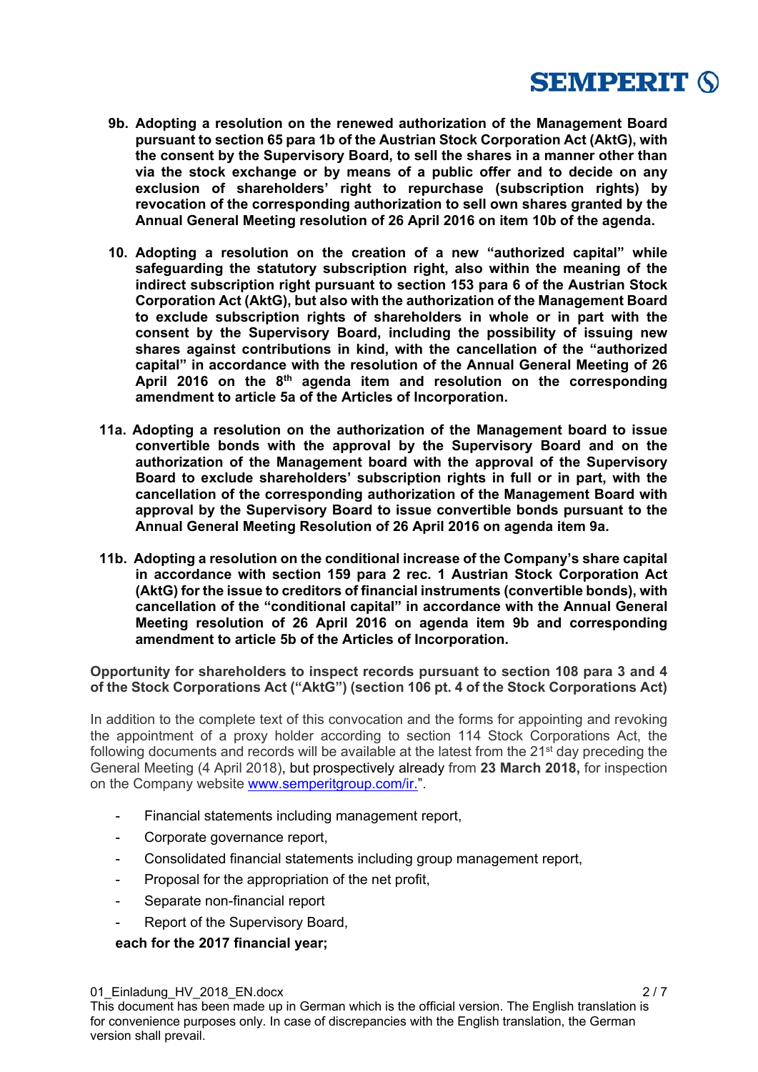**9b. Adopting a resolution on the renewed authorization of the Management Board pursuant to section 65 para 1b of the Austrian Stock Corporation Act (AktG), with the consent by the Supervisory Board, to sell the shares in a manner other than via the stock exchange or by means of a public offer and to decide on any exclusion of shareholders' right to repurchase (subscription rights) by revocation of the corresponding authorization to sell own shares granted by the Annual General Meeting resolution of 26 April 2016 on item 10b of the agenda.**

**10. Adopting a resolution on the creation of a new "authorized capital" while safeguarding the statutory subscription right, also within the meaning of the indirect subscription right pursuant to section 153 para 6 of the Austrian Stock Corporation Act (AktG), but also with the authorization of the Management Board to exclude subscription rights of shareholders in whole or in part with the consent by the Supervisory Board, including the possibility of issuing new shares against contributions in kind, with the cancellation of the "authorized capital" in accordance with the resolution of the Annual General Meeting of 26 April 2016 on the 8th agenda item and resolution on the corresponding amendment to article 5a of the Articles of Incorporation.**

**11a. Adopting a resolution on the authorization of the Management board to issue convertible bonds with the approval by the Supervisory Board and on the authorization of the Management board with the approval of the Supervisory Board to exclude shareholders' subscription rights in full or in part, with the cancellation of the corresponding authorization of the Management Board with approval by the Supervisory Board to issue convertible bonds pursuant to the Annual General Meeting Resolution of 26 April 2016 on agenda item 9a.**

**11b. Adopting a resolution on the conditional increase of the Company's share capital in accordance with section 159 para 2 rec. 1 Austrian Stock Corporation Act (AktG) for the issue to creditors of financial instruments (convertible bonds), with cancellation of the "conditional capital" in accordance with the Annual General Meeting resolution of 26 April 2016 on agenda item 9b and corresponding amendment to article 5b of the Articles of Incorporation.**

**Opportunity for shareholders to inspect records pursuant to section 108 para 3 and 4 of the Stock Corporations Act ("AktG") (section 106 pt. 4 of the Stock Corporations Act)**

In addition to the complete text of this convocation and the forms for appointing and revoking the appointment of a proxy holder according to section 114 Stock Corporations Act, the following documents and records will be available at the latest from the 21st day preceding the General Meeting (4 April 2018), but prospectively already from **23 March 2018,** for inspection on the Company website www.semperitgroup.com/ir.".

- Financial statements including management report,
- Corporate governance report,
- Consolidated financial statements including group management report,
- Proposal for the appropriation of the net profit,
- Separate non-financial report
- Report of the Supervisory Board,

**each for the 2017 financial year;**

This document has been made up in German which is the official version. The English translation is for convenience purposes only. In case of discrepancies with the English translation, the German version shall prevail.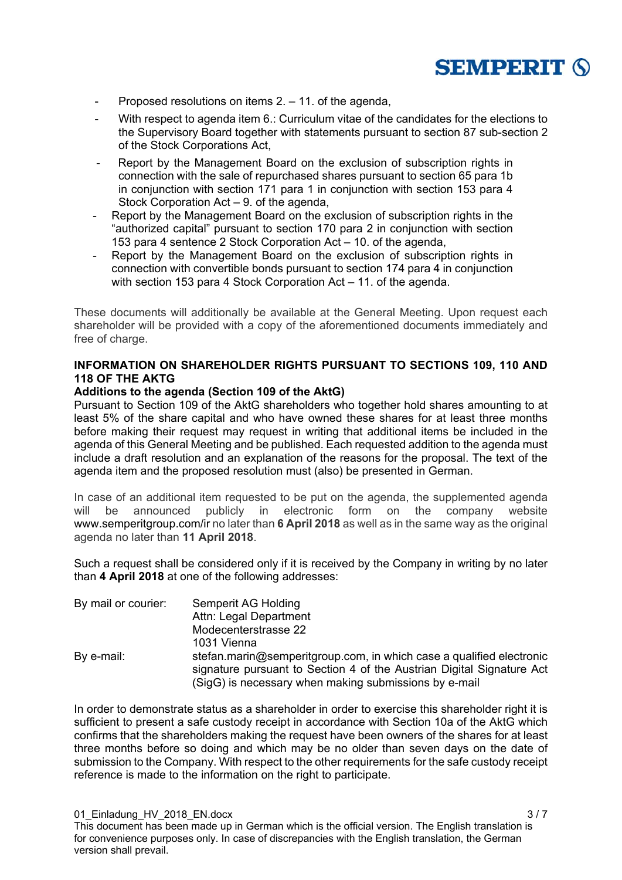- Proposed resolutions on items 2. – 11. of the agenda,
- With respect to agenda item 6.: Curriculum vitae of the candidates for the elections to the Supervisory Board together with statements pursuant to section 87 sub-section 2 of the Stock Corporations Act,
- Report by the Management Board on the exclusion of subscription rights in connection with the sale of repurchased shares pursuant to section 65 para 1b in conjunction with section 171 para 1 in conjunction with section 153 para 4 Stock Corporation Act – 9. of the agenda,
- Report by the Management Board on the exclusion of subscription rights in the "authorized capital" pursuant to section 170 para 2 in conjunction with section 153 para 4 sentence 2 Stock Corporation Act – 10. of the agenda,
- Report by the Management Board on the exclusion of subscription rights in connection with convertible bonds pursuant to section 174 para 4 in conjunction with section 153 para 4 Stock Corporation Act – 11. of the agenda.

These documents will additionally be available at the General Meeting. Upon request each shareholder will be provided with a copy of the aforementioned documents immediately and free of charge.

## INFORMATION ON SHAREHOLDER RIGHTS PURSUANT TO SECTIONS 109, 110 AND 118 OF THE AKTG

### Additions to the agenda (Section 109 of the AktG)

Pursuant to Section 109 of the AktG shareholders who together hold shares amounting to at least 5% of the share capital and who have owned these shares for at least three months before making their request may request in writing that additional items be included in the agenda of this General Meeting and be published. Each requested addition to the agenda must include a draft resolution and an explanation of the reasons for the proposal. The text of the agenda item and the proposed resolution must (also) be presented in German.

In case of an additional item requested to be put on the agenda, the supplemented agenda will be announced publicly in electronic form on the company website www.semperitgroup.com/ir no later than **6 April 2018** as well as in the same way as the original agenda no later than **11 April 2018**.

Such a request shall be considered only if it is received by the Company in writing by no later than **4 April 2018** at one of the following addresses:

| | |
|---|---|
| By mail or courier: | Semperit AG Holding<br>Attn: Legal Department<br>Modecenterstrasse 22<br>1031 Vienna |
| By e-mail: | stefan.marin@semperitgroup.com, in which case a qualified electronic signature pursuant to Section 4 of the Austrian Digital Signature Act (SigG) is necessary when making submissions by e-mail |

In order to demonstrate status as a shareholder in order to exercise this shareholder right it is sufficient to present a safe custody receipt in accordance with Section 10a of the AktG which confirms that the shareholders making the request have been owners of the shares for at least three months before so doing and which may be no older than seven days on the date of submission to the Company. With respect to the other requirements for the safe custody receipt reference is made to the information on the right to participate.

This document has been made up in German which is the official version. The English translation is for convenience purposes only. In case of discrepancies with the English translation, the German version shall prevail.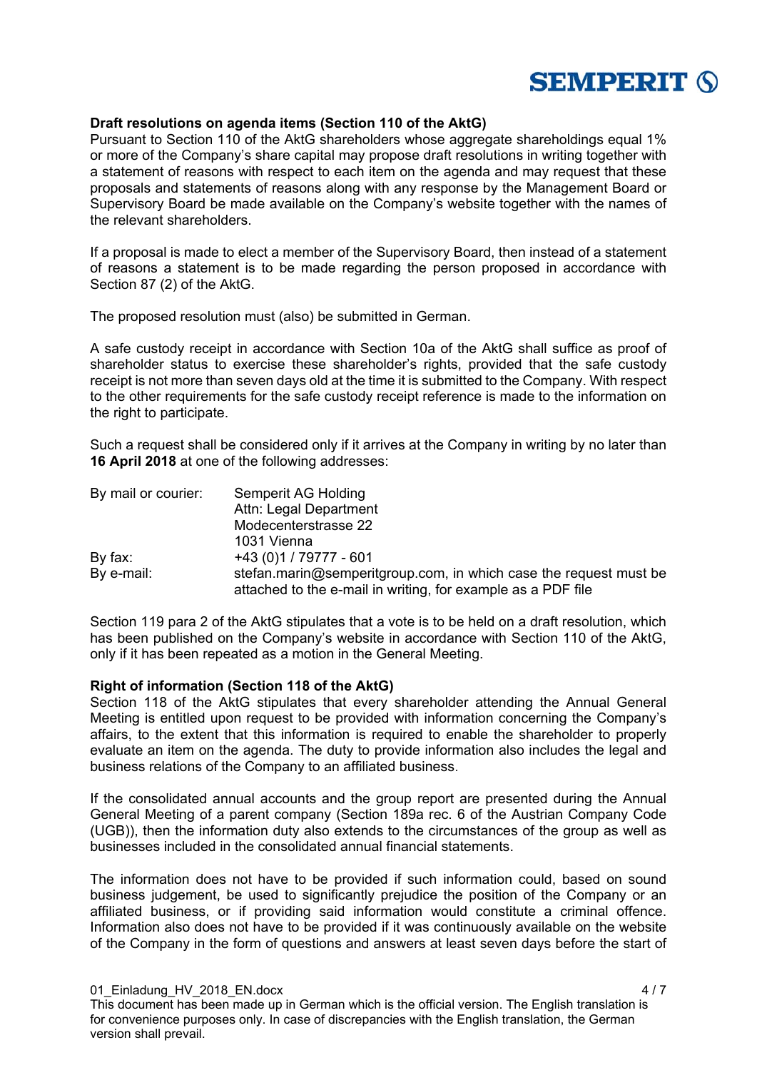**Draft resolutions on agenda items (Section 110 of the AktG)**
Pursuant to Section 110 of the AktG shareholders whose aggregate shareholdings equal 1% or more of the Company's share capital may propose draft resolutions in writing together with a statement of reasons with respect to each item on the agenda and may request that these proposals and statements of reasons along with any response by the Management Board or Supervisory Board be made available on the Company's website together with the names of the relevant shareholders.

If a proposal is made to elect a member of the Supervisory Board, then instead of a statement of reasons a statement is to be made regarding the person proposed in accordance with Section 87 (2) of the AktG.

The proposed resolution must (also) be submitted in German.

A safe custody receipt in accordance with Section 10a of the AktG shall suffice as proof of shareholder status to exercise these shareholder's rights, provided that the safe custody receipt is not more than seven days old at the time it is submitted to the Company. With respect to the other requirements for the safe custody receipt reference is made to the information on the right to participate.

Such a request shall be considered only if it arrives at the Company in writing by no later than **16 April 2018** at one of the following addresses:

| | |
|---|---|
| By mail or courier: | Semperit AG Holding<br>Attn: Legal Department<br>Modecenterstrasse 22<br>1031 Vienna |
| By fax: | +43 (0)1 / 79777 - 601 |
| By e-mail: | stefan.marin@semperitgroup.com, in which case the request must be attached to the e-mail in writing, for example as a PDF file |

Section 119 para 2 of the AktG stipulates that a vote is to be held on a draft resolution, which has been published on the Company's website in accordance with Section 110 of the AktG, only if it has been repeated as a motion in the General Meeting.

**Right of information (Section 118 of the AktG)**
Section 118 of the AktG stipulates that every shareholder attending the Annual General Meeting is entitled upon request to be provided with information concerning the Company's affairs, to the extent that this information is required to enable the shareholder to properly evaluate an item on the agenda. The duty to provide information also includes the legal and business relations of the Company to an affiliated business.

If the consolidated annual accounts and the group report are presented during the Annual General Meeting of a parent company (Section 189a rec. 6 of the Austrian Company Code (UGB)), then the information duty also extends to the circumstances of the group as well as businesses included in the consolidated annual financial statements.

The information does not have to be provided if such information could, based on sound business judgement, be used to significantly prejudice the position of the Company or an affiliated business, or if providing said information would constitute a criminal offence. Information also does not have to be provided if it was continuously available on the website of the Company in the form of questions and answers at least seven days before the start of

This document has been made up in German which is the official version. The English translation is for convenience purposes only. In case of discrepancies with the English translation, the German version shall prevail.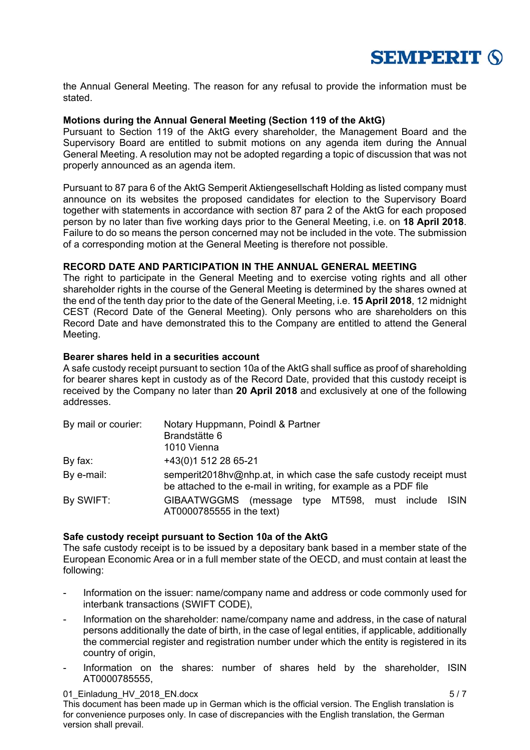the Annual General Meeting. The reason for any refusal to provide the information must be stated.

**Motions during the Annual General Meeting (Section 119 of the AktG)**
Pursuant to Section 119 of the AktG every shareholder, the Management Board and the Supervisory Board are entitled to submit motions on any agenda item during the Annual General Meeting. A resolution may not be adopted regarding a topic of discussion that was not properly announced as an agenda item.

Pursuant to 87 para 6 of the AktG Semperit Aktiengesellschaft Holding as listed company must announce on its websites the proposed candidates for election to the Supervisory Board together with statements in accordance with section 87 para 2 of the AktG for each proposed person by no later than five working days prior to the General Meeting, i.e. on **18 April 2018**. Failure to do so means the person concerned may not be included in the vote. The submission of a corresponding motion at the General Meeting is therefore not possible.

**RECORD DATE AND PARTICIPATION IN THE ANNUAL GENERAL MEETING**
The right to participate in the General Meeting and to exercise voting rights and all other shareholder rights in the course of the General Meeting is determined by the shares owned at the end of the tenth day prior to the date of the General Meeting, i.e. **15 April 2018**, 12 midnight CEST (Record Date of the General Meeting). Only persons who are shareholders on this Record Date and have demonstrated this to the Company are entitled to attend the General Meeting.

**Bearer shares held in a securities account**
A safe custody receipt pursuant to section 10a of the AktG shall suffice as proof of shareholding for bearer shares kept in custody as of the Record Date, provided that this custody receipt is received by the Company no later than **20 April 2018** and exclusively at one of the following addresses.

| | |
|---|---|
| By mail or courier: | Notary Huppmann, Poindl & Partner<br>Brandstätte 6<br>1010 Vienna |
| By fax: | +43(0)1 512 28 65-21 |
| By e-mail: | semperit2018hv@nhp.at, in which case the safe custody receipt must be attached to the e-mail in writing, for example as a PDF file |
| By SWIFT: | GIBAATWGGMS (message type MT598, must include ISIN AT0000785555 in the text) |

**Safe custody receipt pursuant to Section 10a of the AktG**
The safe custody receipt is to be issued by a depositary bank based in a member state of the European Economic Area or in a full member state of the OECD, and must contain at least the following:

- Information on the issuer: name/company name and address or code commonly used for interbank transactions (SWIFT CODE),
- Information on the shareholder: name/company name and address, in the case of natural persons additionally the date of birth, in the case of legal entities, if applicable, additionally the commercial register and registration number under which the entity is registered in its country of origin,
- Information on the shares: number of shares held by the shareholder, ISIN AT0000785555,

This document has been made up in German which is the official version. The English translation is for convenience purposes only. In case of discrepancies with the English translation, the German version shall prevail.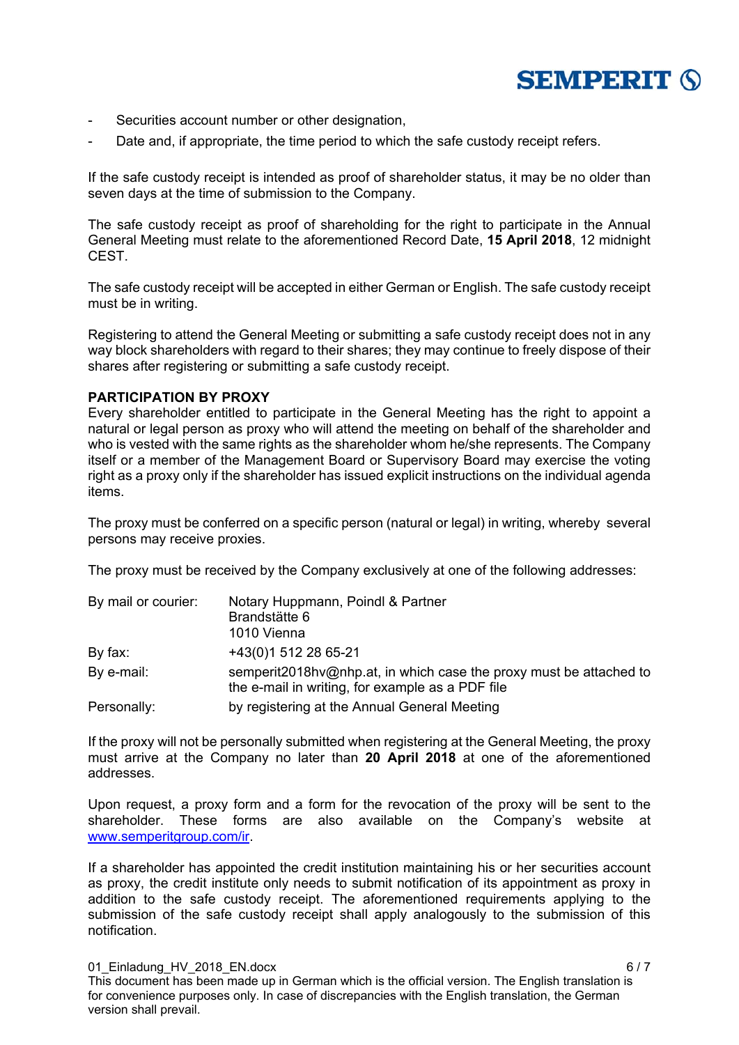- Securities account number or other designation,
- Date and, if appropriate, the time period to which the safe custody receipt refers.

If the safe custody receipt is intended as proof of shareholder status, it may be no older than seven days at the time of submission to the Company.

The safe custody receipt as proof of shareholding for the right to participate in the Annual General Meeting must relate to the aforementioned Record Date, **15 April 2018**, 12 midnight CEST.

The safe custody receipt will be accepted in either German or English. The safe custody receipt must be in writing.

Registering to attend the General Meeting or submitting a safe custody receipt does not in any way block shareholders with regard to their shares; they may continue to freely dispose of their shares after registering or submitting a safe custody receipt.

**PARTICIPATION BY PROXY**

Every shareholder entitled to participate in the General Meeting has the right to appoint a natural or legal person as proxy who will attend the meeting on behalf of the shareholder and who is vested with the same rights as the shareholder whom he/she represents. The Company itself or a member of the Management Board or Supervisory Board may exercise the voting right as a proxy only if the shareholder has issued explicit instructions on the individual agenda items.

The proxy must be conferred on a specific person (natural or legal) in writing, whereby several persons may receive proxies.

The proxy must be received by the Company exclusively at one of the following addresses:

| | |
|---|---|
| By mail or courier: | Notary Huppmann, Poindl & Partner<br>Brandstätte 6<br>1010 Vienna |
| By fax: | +43(0)1 512 28 65-21 |
| By e-mail: | semperit2018hv@nhp.at, in which case the proxy must be attached to the e-mail in writing, for example as a PDF file |
| Personally: | by registering at the Annual General Meeting |

If the proxy will not be personally submitted when registering at the General Meeting, the proxy must arrive at the Company no later than **20 April 2018** at one of the aforementioned addresses.

Upon request, a proxy form and a form for the revocation of the proxy will be sent to the shareholder. These forms are also available on the Company's website at www.semperitgroup.com/ir.

If a shareholder has appointed the credit institution maintaining his or her securities account as proxy, the credit institute only needs to submit notification of its appointment as proxy in addition to the safe custody receipt. The aforementioned requirements applying to the submission of the safe custody receipt shall apply analogously to the submission of this notification.

This document has been made up in German which is the official version. The English translation is for convenience purposes only. In case of discrepancies with the English translation, the German version shall prevail.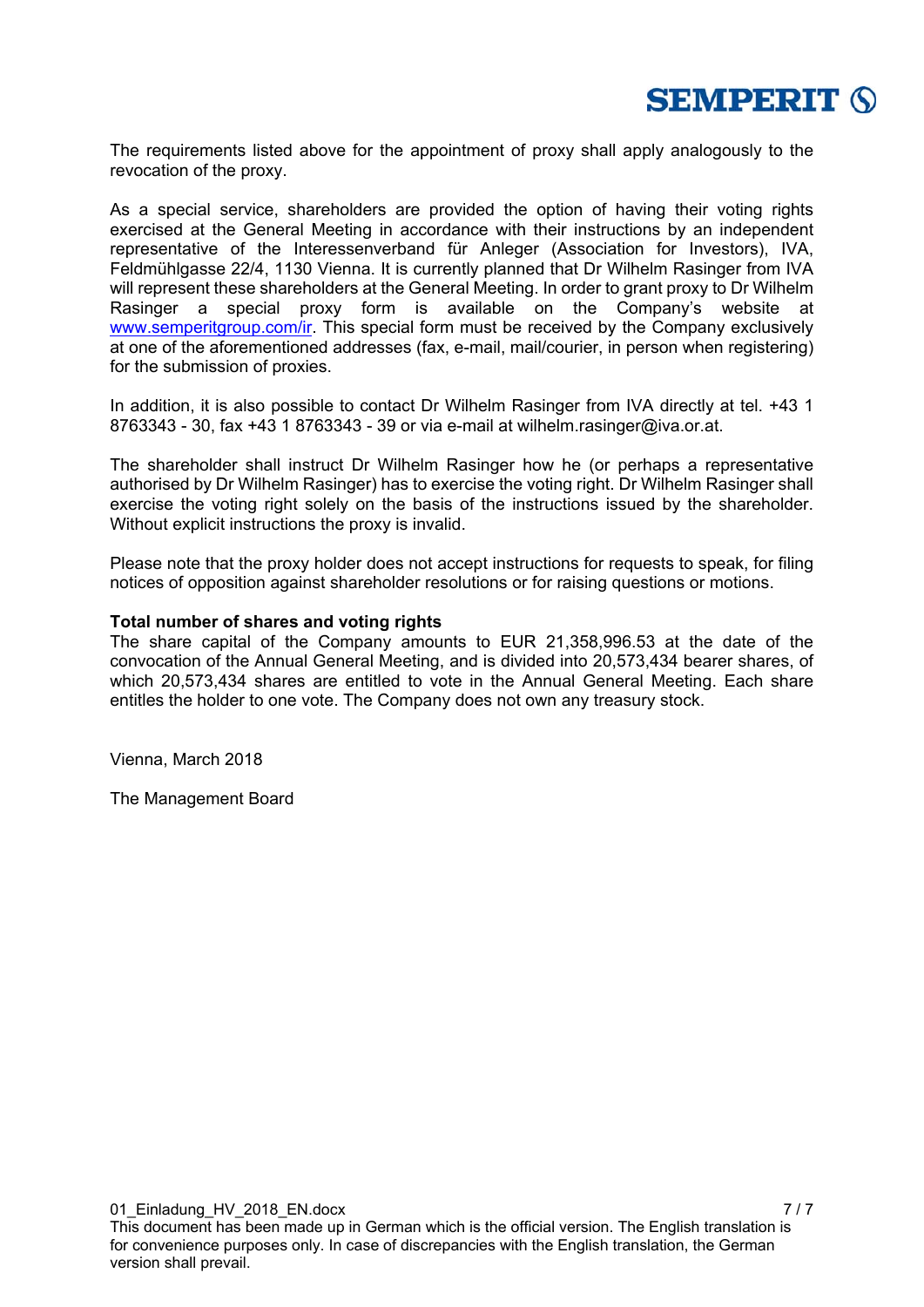The requirements listed above for the appointment of proxy shall apply analogously to the revocation of the proxy.

As a special service, shareholders are provided the option of having their voting rights exercised at the General Meeting in accordance with their instructions by an independent representative of the Interessenverband für Anleger (Association for Investors), IVA, Feldmühlgasse 22/4, 1130 Vienna. It is currently planned that Dr Wilhelm Rasinger from IVA will represent these shareholders at the General Meeting. In order to grant proxy to Dr Wilhelm Rasinger a special proxy form is available on the Company's website at www.semperitgroup.com/ir. This special form must be received by the Company exclusively at one of the aforementioned addresses (fax, e-mail, mail/courier, in person when registering) for the submission of proxies.

In addition, it is also possible to contact Dr Wilhelm Rasinger from IVA directly at tel. +43 1 8763343 - 30, fax +43 1 8763343 - 39 or via e-mail at wilhelm.rasinger@iva.or.at.

The shareholder shall instruct Dr Wilhelm Rasinger how he (or perhaps a representative authorised by Dr Wilhelm Rasinger) has to exercise the voting right. Dr Wilhelm Rasinger shall exercise the voting right solely on the basis of the instructions issued by the shareholder. Without explicit instructions the proxy is invalid.

Please note that the proxy holder does not accept instructions for requests to speak, for filing notices of opposition against shareholder resolutions or for raising questions or motions.

**Total number of shares and voting rights**

The share capital of the Company amounts to EUR 21,358,996.53 at the date of the convocation of the Annual General Meeting, and is divided into 20,573,434 bearer shares, of which 20,573,434 shares are entitled to vote in the Annual General Meeting. Each share entitles the holder to one vote. The Company does not own any treasury stock.

Vienna, March 2018

The Management Board

This document has been made up in German which is the official version. The English translation is for convenience purposes only. In case of discrepancies with the English translation, the German version shall prevail.